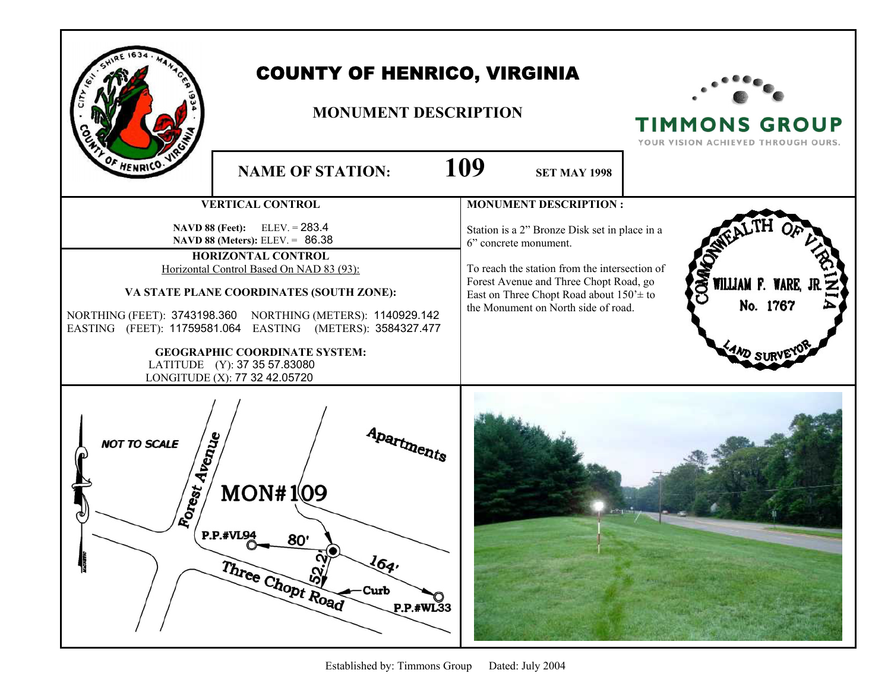# COUNTY OF HENRICO, VIRGINIA

## MONUMENT DESCRIPTION

TIMMONS GROUP
YOUR VISION ACHIEVED THROUGH OURS.

**NAME OF STATION:** **109** **SET MAY 1998**

### VERTICAL CONTROL

**NAVD 88 (Feet):** ELEV. = 283.4
**NAVD 88 (Meters):** ELEV. = 86.38

### HORIZONTAL CONTROL

Horizontal Control Based On NAD 83 (93):

**VA STATE PLANE COORDINATES (SOUTH ZONE):**

NORTHING (FEET): 3743198.360 NORTHING (METERS): 1140929.142
EASTING (FEET): 11759581.064 EASTING (METERS): 3584327.477

**GEOGRAPHIC COORDINATE SYSTEM:**

LATITUDE (Y): 37 35 57.83080
LONGITUDE (X): 77 32 42.05720

### MONUMENT DESCRIPTION :

Station is a 2" Bronze Disk set in place in a 6" concrete monument.

To reach the station from the intersection of Forest Avenue and Three Chopt Road, go East on Three Chopt Road about 150'± to the Monument on North side of road.

COMMONWEALTH OF VIRGINIA
WILLIAM F. WARE, JR.
No. 1767
LAND SURVEYOR

NOT TO SCALE

Forest Avenue

Apartments

MON#109

P.P.#VL94 80'

52.2'

164'

Three Chopt Road

Curb

P.P.#WL33

Established by: Timmons Group Dated: July 2004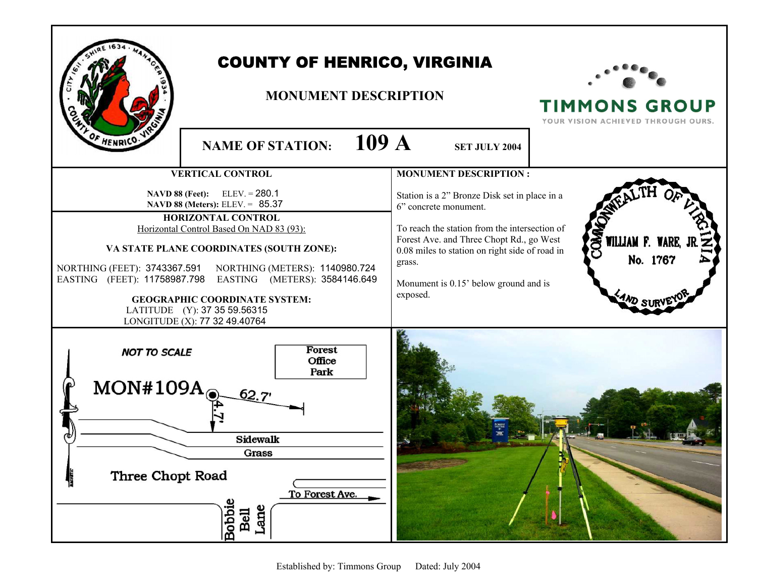# COUNTY OF HENRICO, VIRGINIA

## MONUMENT DESCRIPTION

**NAME OF STATION: 109 A** **SET JULY 2004**

TIMMONS GROUP
YOUR VISION ACHIEVED THROUGH OURS.

### VERTICAL CONTROL

**NAVD 88 (Feet):** ELEV. = 280.1
**NAVD 88 (Meters):** ELEV. = 85.37

### HORIZONTAL CONTROL

Horizontal Control Based On NAD 83 (93):

**VA STATE PLANE COORDINATES (SOUTH ZONE):**

NORTHING (FEET): 3743367.591 NORTHING (METERS): 1140980.724
EASTING (FEET): 11758987.798 EASTING (METERS): 3584146.649

**GEOGRAPHIC COORDINATE SYSTEM:**

LATITUDE (Y): 37 35 59.56315
LONGITUDE (X): 77 32 49.40764

### MONUMENT DESCRIPTION :

Station is a 2" Bronze Disk set in place in a 6" concrete monument.

To reach the station from the intersection of Forest Ave. and Three Chopt Rd., go West 0.08 miles to station on right side of road in grass.

Monument is 0.15' below ground and is exposed.

COMMONWEALTH OF VIRGINIA
WILLIAM F. WARE, JR.
No. 1767
LAND SURVEYOR

NOT TO SCALE
MON#109A
62.7'
4.7'
Forest Office Park
Sidewalk
Grass
Three Chopt Road
To Forest Ave.
Bobbie Bell Lane
MAGNETIC

Established by: Timmons Group Dated: July 2004